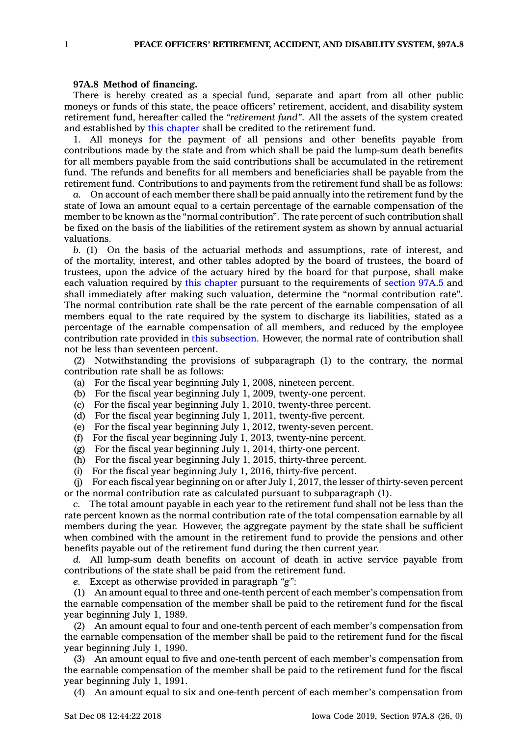**97A.8 Method of financing.**

There is hereby created as a special fund, separate and apart from all other public moneys or funds of this state, the peace officers' retirement, accident, and disability system retirement fund, hereafter called the *"retirement fund"*. All the assets of the system created and established by this chapter shall be credited to the retirement fund.

1. All moneys for the payment of all pensions and other benefits payable from contributions made by the state and from which shall be paid the lump-sum death benefits for all members payable from the said contributions shall be accumulated in the retirement fund. The refunds and benefits for all members and beneficiaries shall be payable from the retirement fund. Contributions to and payments from the retirement fund shall be as follows:

*a.* On account of each member there shall be paid annually into the retirement fund by the state of Iowa an amount equal to a certain percentage of the earnable compensation of the member to be known as the "normal contribution". The rate percent of such contribution shall be fixed on the basis of the liabilities of the retirement system as shown by annual actuarial valuations.

*b.* (1) On the basis of the actuarial methods and assumptions, rate of interest, and of the mortality, interest, and other tables adopted by the board of trustees, the board of trustees, upon the advice of the actuary hired by the board for that purpose, shall make each valuation required by this chapter pursuant to the requirements of section 97A.5 and shall immediately after making such valuation, determine the "normal contribution rate". The normal contribution rate shall be the rate percent of the earnable compensation of all members equal to the rate required by the system to discharge its liabilities, stated as a percentage of the earnable compensation of all members, and reduced by the employee contribution rate provided in this subsection. However, the normal rate of contribution shall not be less than seventeen percent.

(2) Notwithstanding the provisions of subparagraph (1) to the contrary, the normal contribution rate shall be as follows:

(a) For the fiscal year beginning July 1, 2008, nineteen percent.

(b) For the fiscal year beginning July 1, 2009, twenty-one percent.

(c) For the fiscal year beginning July 1, 2010, twenty-three percent.

(d) For the fiscal year beginning July 1, 2011, twenty-five percent.

(e) For the fiscal year beginning July 1, 2012, twenty-seven percent.

(f) For the fiscal year beginning July 1, 2013, twenty-nine percent.

(g) For the fiscal year beginning July 1, 2014, thirty-one percent.

(h) For the fiscal year beginning July 1, 2015, thirty-three percent.

(i) For the fiscal year beginning July 1, 2016, thirty-five percent.

(j) For each fiscal year beginning on or after July 1, 2017, the lesser of thirty-seven percent or the normal contribution rate as calculated pursuant to subparagraph (1).

*c.* The total amount payable in each year to the retirement fund shall not be less than the rate percent known as the normal contribution rate of the total compensation earnable by all members during the year. However, the aggregate payment by the state shall be sufficient when combined with the amount in the retirement fund to provide the pensions and other benefits payable out of the retirement fund during the then current year.

*d.* All lump-sum death benefits on account of death in active service payable from contributions of the state shall be paid from the retirement fund.

*e.* Except as otherwise provided in paragraph *"g"*:

(1) An amount equal to three and one-tenth percent of each member's compensation from the earnable compensation of the member shall be paid to the retirement fund for the fiscal year beginning July 1, 1989.

(2) An amount equal to four and one-tenth percent of each member's compensation from the earnable compensation of the member shall be paid to the retirement fund for the fiscal year beginning July 1, 1990.

(3) An amount equal to five and one-tenth percent of each member's compensation from the earnable compensation of the member shall be paid to the retirement fund for the fiscal year beginning July 1, 1991.

(4) An amount equal to six and one-tenth percent of each member's compensation from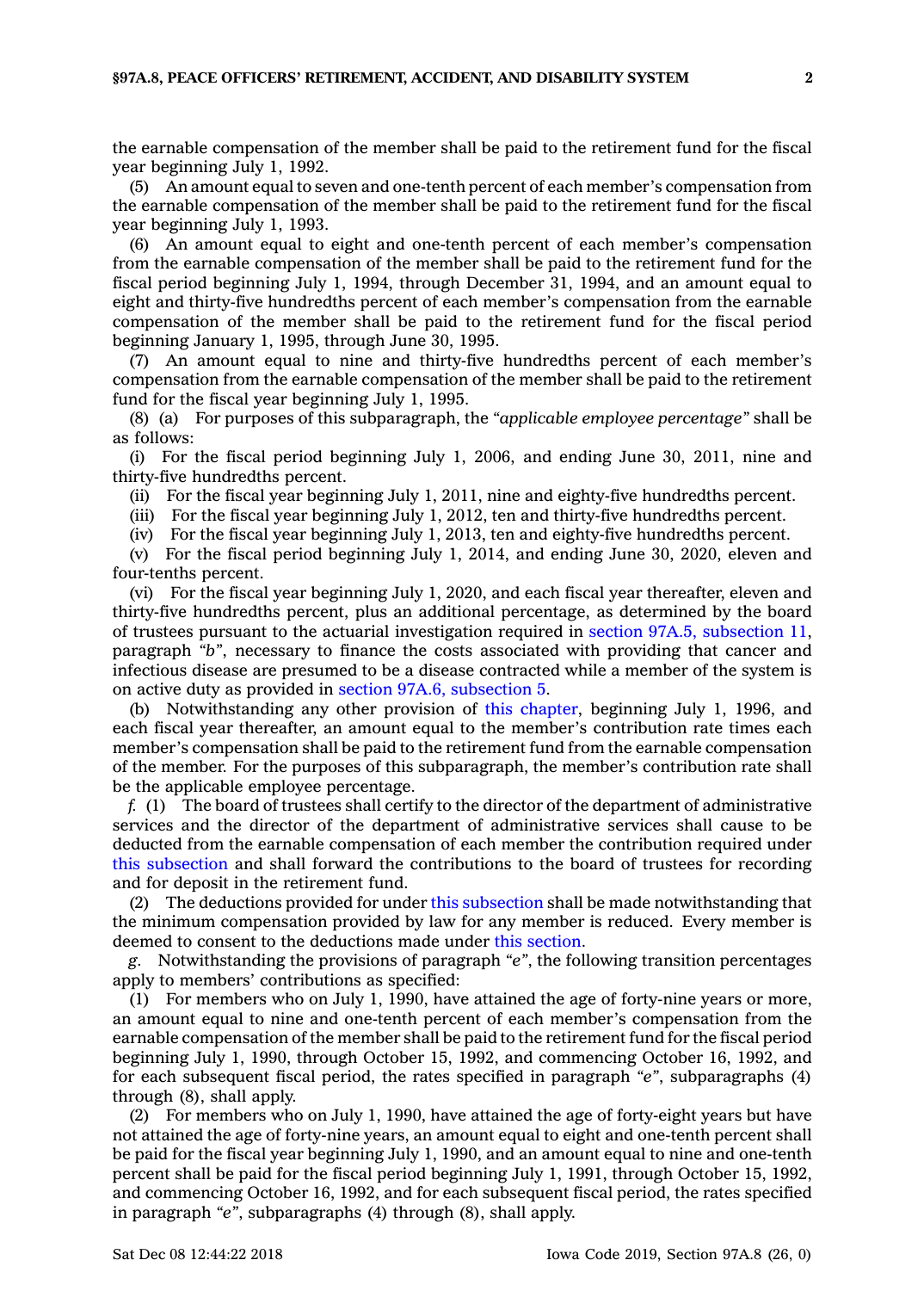the earnable compensation of the member shall be paid to the retirement fund for the fiscal year beginning July 1, 1992.

(5) An amount equal to seven and one-tenth percent of each member's compensation from the earnable compensation of the member shall be paid to the retirement fund for the fiscal year beginning July 1, 1993.

(6) An amount equal to eight and one-tenth percent of each member's compensation from the earnable compensation of the member shall be paid to the retirement fund for the fiscal period beginning July 1, 1994, through December 31, 1994, and an amount equal to eight and thirty-five hundredths percent of each member's compensation from the earnable compensation of the member shall be paid to the retirement fund for the fiscal period beginning January 1, 1995, through June 30, 1995.

(7) An amount equal to nine and thirty-five hundredths percent of each member's compensation from the earnable compensation of the member shall be paid to the retirement fund for the fiscal year beginning July 1, 1995.

(8) (a) For purposes of this subparagraph, the *"applicable employee percentage"* shall be as follows:

(i) For the fiscal period beginning July 1, 2006, and ending June 30, 2011, nine and thirty-five hundredths percent.

(ii) For the fiscal year beginning July 1, 2011, nine and eighty-five hundredths percent.

(iii) For the fiscal year beginning July 1, 2012, ten and thirty-five hundredths percent.

(iv) For the fiscal year beginning July 1, 2013, ten and eighty-five hundredths percent.

(v) For the fiscal period beginning July 1, 2014, and ending June 30, 2020, eleven and four-tenths percent.

(vi) For the fiscal year beginning July 1, 2020, and each fiscal year thereafter, eleven and thirty-five hundredths percent, plus an additional percentage, as determined by the board of trustees pursuant to the actuarial investigation required in section 97A.5, subsection 11, paragraph *"b"*, necessary to finance the costs associated with providing that cancer and infectious disease are presumed to be a disease contracted while a member of the system is on active duty as provided in section 97A.6, subsection 5.

(b) Notwithstanding any other provision of this chapter, beginning July 1, 1996, and each fiscal year thereafter, an amount equal to the member's contribution rate times each member's compensation shall be paid to the retirement fund from the earnable compensation of the member. For the purposes of this subparagraph, the member's contribution rate shall be the applicable employee percentage.

*f.* (1) The board of trustees shall certify to the director of the department of administrative services and the director of the department of administrative services shall cause to be deducted from the earnable compensation of each member the contribution required under this subsection and shall forward the contributions to the board of trustees for recording and for deposit in the retirement fund.

(2) The deductions provided for under this subsection shall be made notwithstanding that the minimum compensation provided by law for any member is reduced. Every member is deemed to consent to the deductions made under this section.

*g.* Notwithstanding the provisions of paragraph *"e"*, the following transition percentages apply to members' contributions as specified:

(1) For members who on July 1, 1990, have attained the age of forty-nine years or more, an amount equal to nine and one-tenth percent of each member's compensation from the earnable compensation of the member shall be paid to the retirement fund for the fiscal period beginning July 1, 1990, through October 15, 1992, and commencing October 16, 1992, and for each subsequent fiscal period, the rates specified in paragraph *"e"*, subparagraphs (4) through (8), shall apply.

(2) For members who on July 1, 1990, have attained the age of forty-eight years but have not attained the age of forty-nine years, an amount equal to eight and one-tenth percent shall be paid for the fiscal year beginning July 1, 1990, and an amount equal to nine and one-tenth percent shall be paid for the fiscal period beginning July 1, 1991, through October 15, 1992, and commencing October 16, 1992, and for each subsequent fiscal period, the rates specified in paragraph *"e"*, subparagraphs (4) through (8), shall apply.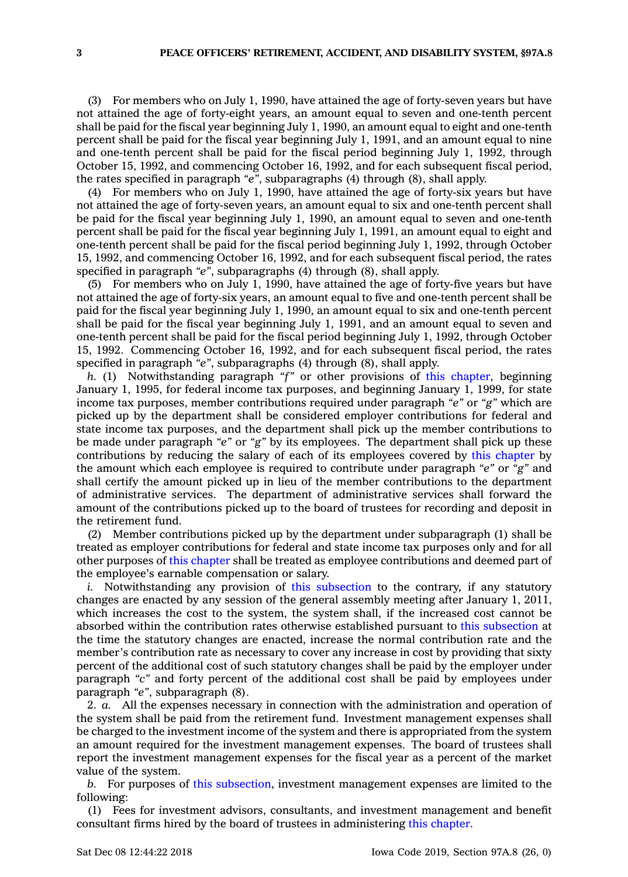(3) For members who on July 1, 1990, have attained the age of forty-seven years but have not attained the age of forty-eight years, an amount equal to seven and one-tenth percent shall be paid for the fiscal year beginning July 1, 1990, an amount equal to eight and one-tenth percent shall be paid for the fiscal year beginning July 1, 1991, and an amount equal to nine and one-tenth percent shall be paid for the fiscal period beginning July 1, 1992, through October 15, 1992, and commencing October 16, 1992, and for each subsequent fiscal period, the rates specified in paragraph *"e"*, subparagraphs (4) through (8), shall apply.

(4) For members who on July 1, 1990, have attained the age of forty-six years but have not attained the age of forty-seven years, an amount equal to six and one-tenth percent shall be paid for the fiscal year beginning July 1, 1990, an amount equal to seven and one-tenth percent shall be paid for the fiscal year beginning July 1, 1991, an amount equal to eight and one-tenth percent shall be paid for the fiscal period beginning July 1, 1992, through October 15, 1992, and commencing October 16, 1992, and for each subsequent fiscal period, the rates specified in paragraph *"e"*, subparagraphs (4) through (8), shall apply.

(5) For members who on July 1, 1990, have attained the age of forty-five years but have not attained the age of forty-six years, an amount equal to five and one-tenth percent shall be paid for the fiscal year beginning July 1, 1990, an amount equal to six and one-tenth percent shall be paid for the fiscal year beginning July 1, 1991, and an amount equal to seven and one-tenth percent shall be paid for the fiscal period beginning July 1, 1992, through October 15, 1992. Commencing October 16, 1992, and for each subsequent fiscal period, the rates specified in paragraph *"e"*, subparagraphs (4) through (8), shall apply.

*h.* (1) Notwithstanding paragraph *"f"* or other provisions of this chapter, beginning January 1, 1995, for federal income tax purposes, and beginning January 1, 1999, for state income tax purposes, member contributions required under paragraph *"e"* or *"g"* which are picked up by the department shall be considered employer contributions for federal and state income tax purposes, and the department shall pick up the member contributions to be made under paragraph *"e"* or *"g"* by its employees. The department shall pick up these contributions by reducing the salary of each of its employees covered by this chapter by the amount which each employee is required to contribute under paragraph *"e"* or *"g"* and shall certify the amount picked up in lieu of the member contributions to the department of administrative services. The department of administrative services shall forward the amount of the contributions picked up to the board of trustees for recording and deposit in the retirement fund.

(2) Member contributions picked up by the department under subparagraph (1) shall be treated as employer contributions for federal and state income tax purposes only and for all other purposes of this chapter shall be treated as employee contributions and deemed part of the employee's earnable compensation or salary.

*i.* Notwithstanding any provision of this subsection to the contrary, if any statutory changes are enacted by any session of the general assembly meeting after January 1, 2011, which increases the cost to the system, the system shall, if the increased cost cannot be absorbed within the contribution rates otherwise established pursuant to this subsection at the time the statutory changes are enacted, increase the normal contribution rate and the member's contribution rate as necessary to cover any increase in cost by providing that sixty percent of the additional cost of such statutory changes shall be paid by the employer under paragraph *"c"* and forty percent of the additional cost shall be paid by employees under paragraph *"e"*, subparagraph (8).

2. *a.* All the expenses necessary in connection with the administration and operation of the system shall be paid from the retirement fund. Investment management expenses shall be charged to the investment income of the system and there is appropriated from the system an amount required for the investment management expenses. The board of trustees shall report the investment management expenses for the fiscal year as a percent of the market value of the system.

*b.* For purposes of this subsection, investment management expenses are limited to the following:

(1) Fees for investment advisors, consultants, and investment management and benefit consultant firms hired by the board of trustees in administering this chapter.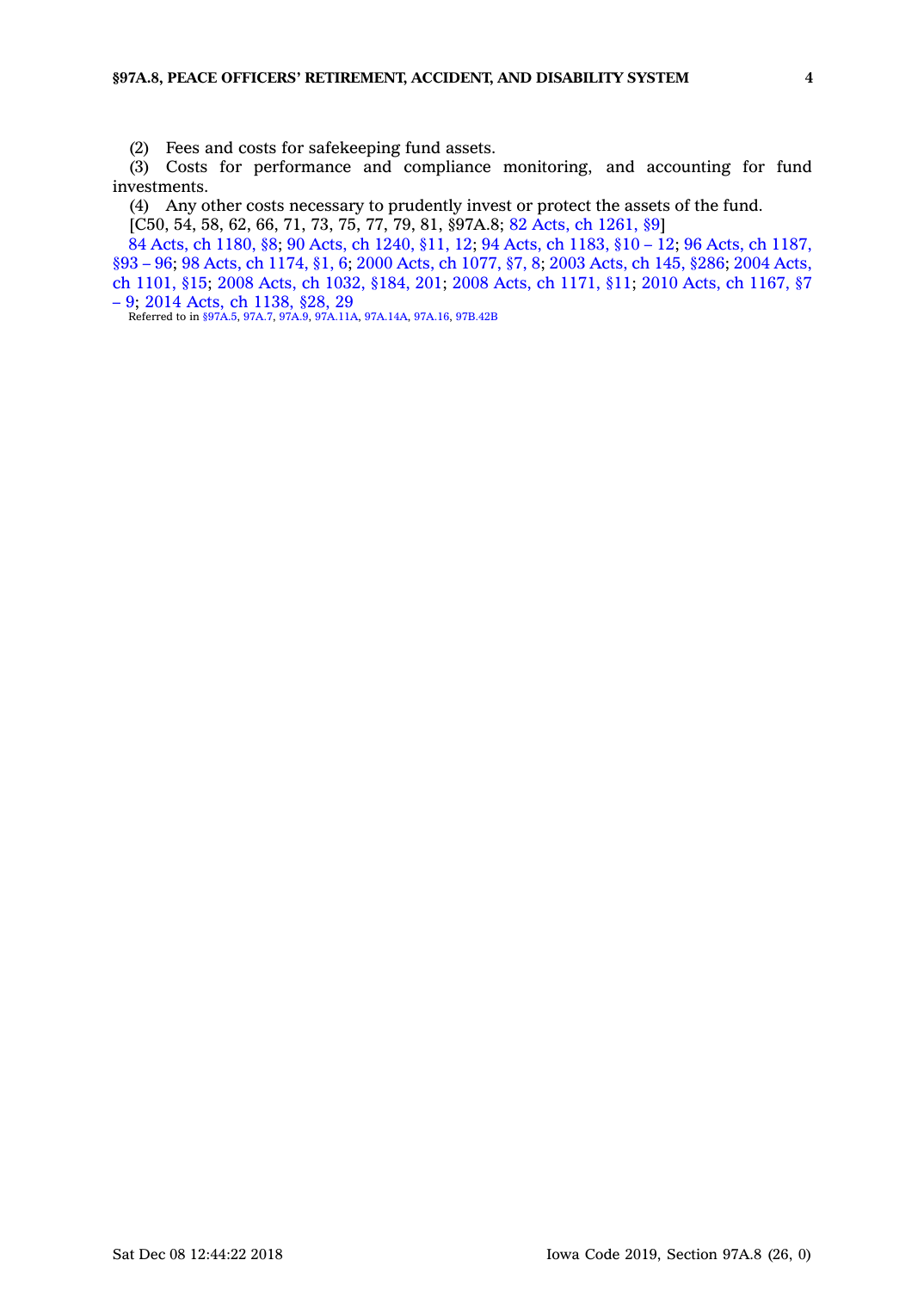(2) Fees and costs for safekeeping fund assets.

(3) Costs for performance and compliance monitoring, and accounting for fund investments.

(4) Any other costs necessary to prudently invest or protect the assets of the fund.

[C50, 54, 58, 62, 66, 71, 73, 75, 77, 79, 81, §97A.8; 82 Acts, ch 1261, §9]

84 Acts, ch 1180, §8; 90 Acts, ch 1240, §11, 12; 94 Acts, ch 1183, §10 – 12; 96 Acts, ch 1187, §93 – 96; 98 Acts, ch 1174, §1, 6; 2000 Acts, ch 1077, §7, 8; 2003 Acts, ch 145, §286; 2004 Acts, ch 1101, §15; 2008 Acts, ch 1032, §184, 201; 2008 Acts, ch 1171, §11; 2010 Acts, ch 1167, §7 – 9; 2014 Acts, ch 1138, §28, 29

Referred to in §97A.5, 97A.7, 97A.9, 97A.11A, 97A.14A, 97A.16, 97B.42B